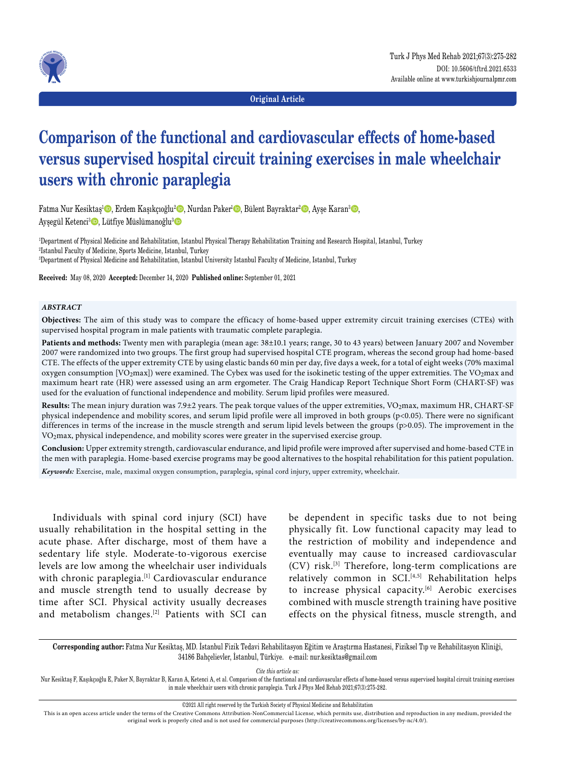Original Article

# Comparison of the functional and cardiovascular effects of home-based versus supervised hospital circuit training exercises in male wheelchair users with chronic paraplegia

Fatma Nur Kesiktaş[1], Erdem Kaşıkçıoğlu[2], Nurdan Paker[1], Bülent Bayraktar[2], Ayşe Karan[3], Ayşegül Ketenci[3], Lütfiye Müslümanoğlu[3]

[1]Department of Physical Medicine and Rehabilitation, Istanbul Physical Therapy Rehabilitation Training and Research Hospital, Istanbul, Turkey
[2]Istanbul Faculty of Medicine, Sports Medicine, Istanbul, Turkey
[3]Department of Physical Medicine and Rehabilitation, Istanbul University Istanbul Faculty of Medicine, Istanbul, Turkey

**Received:** May 08, 2020 **Accepted:** December 14, 2020 **Published online:** September 01, 2021

## *ABSTRACT*

**Objectives:** The aim of this study was to compare the efficacy of home-based upper extremity circuit training exercises (CTEs) with supervised hospital program in male patients with traumatic complete paraplegia.

**Patients and methods:** Twenty men with paraplegia (mean age: 38±10.1 years; range, 30 to 43 years) between January 2007 and November 2007 were randomized into two groups. The first group had supervised hospital CTE program, whereas the second group had home-based CTE. The effects of the upper extremity CTE by using elastic bands 60 min per day, five days a week, for a total of eight weeks (70% maximal oxygen consumption [$VO_2max$]) were examined. The Cybex was used for the isokinetic testing of the upper extremities. The $VO_2max$ and maximum heart rate (HR) were assessed using an arm ergometer. The Craig Handicap Report Technique Short Form (CHART-SF) was used for the evaluation of functional independence and mobility. Serum lipid profiles were measured.

**Results:** The mean injury duration was 7.9±2 years. The peak torque values of the upper extremities, $VO_2max$, maximum HR, CHART-SF physical independence and mobility scores, and serum lipid profile were all improved in both groups ($p<0.05$). There were no significant differences in terms of the increase in the muscle strength and serum lipid levels between the groups ($p>0.05$). The improvement in the $VO_2max$, physical independence, and mobility scores were greater in the supervised exercise group.

**Conclusion:** Upper extremity strength, cardiovascular endurance, and lipid profile were improved after supervised and home-based CTE in the men with paraplegia. Home-based exercise programs may be good alternatives to the hospital rehabilitation for this patient population.

***Keywords:*** Exercise, male, maximal oxygen consumption, paraplegia, spinal cord injury, upper extremity, wheelchair.

Individuals with spinal cord injury (SCI) have usually rehabilitation in the hospital setting in the acute phase. After discharge, most of them have a sedentary life style. Moderate-to-vigorous exercise levels are low among the wheelchair user individuals with chronic paraplegia.[1] Cardiovascular endurance and muscle strength tend to usually decrease by time after SCI. Physical activity usually decreases and metabolism changes.[2] Patients with SCI can be dependent in specific tasks due to not being physically fit. Low functional capacity may lead to the restriction of mobility and independence and eventually may cause to increased cardiovascular (CV) risk.[3] Therefore, long-term complications are relatively common in SCI.[4,5] Rehabilitation helps to increase physical capacity.[6] Aerobic exercises combined with muscle strength training have positive effects on the physical fitness, muscle strength, and

**Corresponding author:** Fatma Nur Kesiktaş, MD. İstanbul Fizik Tedavi Rehabilitasyon Eğitim ve Araştırma Hastanesi, Fiziksel Tıp ve Rehabilitasyon Kliniği, 34186 Bahçelievler, İstanbul, Türkiye. e-mail: nur.kesiktas@gmail.com

*Cite this article as:*
Nur Kesiktaş F, Kaşıkçıoğlu E, Paker N, Bayraktar B, Karan A, Ketenci A, et al. Comparison of the functional and cardiovascular effects of home-based versus supervised hospital circuit training exercises in male wheelchair users with chronic paraplegia. Turk J Phys Med Rehab 2021;67(3):275-282.

©2021 All right reserved by the Turkish Society of Physical Medicine and Rehabilitation

This is an open access article under the terms of the Creative Commons Attribution-NonCommercial License, which permits use, distribution and reproduction in any medium, provided the original work is properly cited and is not used for commercial purposes (http://creativecommons.org/licenses/by-nc/4.0/).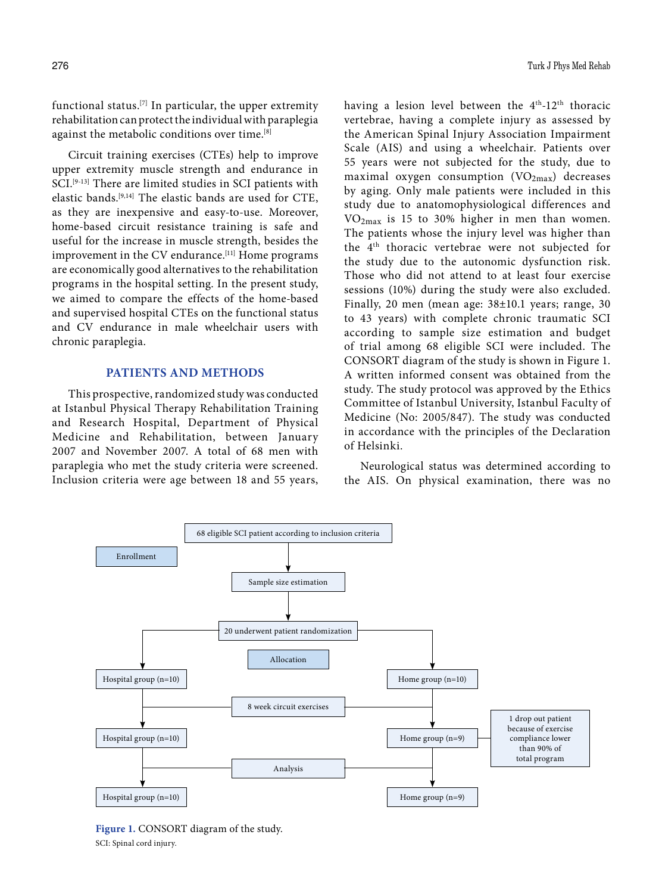functional status.[7] In particular, the upper extremity rehabilitation can protect the individual with paraplegia against the metabolic conditions over time.[8]

Circuit training exercises (CTEs) help to improve upper extremity muscle strength and endurance in SCI.[9-13] There are limited studies in SCI patients with elastic bands.[9,14] The elastic bands are used for CTE, as they are inexpensive and easy-to-use. Moreover, home-based circuit resistance training is safe and useful for the increase in muscle strength, besides the improvement in the CV endurance.[11] Home programs are economically good alternatives to the rehabilitation programs in the hospital setting. In the present study, we aimed to compare the effects of the home-based and supervised hospital CTEs on the functional status and CV endurance in male wheelchair users with chronic paraplegia.

## PATIENTS AND METHODS

This prospective, randomized study was conducted at Istanbul Physical Therapy Rehabilitation Training and Research Hospital, Department of Physical Medicine and Rehabilitation, between January 2007 and November 2007. A total of 68 men with paraplegia who met the study criteria were screened. Inclusion criteria were age between 18 and 55 years, having a lesion level between the 4th-12th thoracic vertebrae, having a complete injury as assessed by the American Spinal Injury Association Impairment Scale (AIS) and using a wheelchair. Patients over 55 years were not subjected for the study, due to maximal oxygen consumption ($VO_{2max}$) decreases by aging. Only male patients were included in this study due to anatomophysiological differences and $VO_{2max}$ is 15 to 30% higher in men than women. The patients whose the injury level was higher than the 4th thoracic vertebrae were not subjected for the study due to the autonomic dysfunction risk. Those who did not attend to at least four exercise sessions (10%) during the study were also excluded. Finally, 20 men (mean age: 38±10.1 years; range, 30 to 43 years) with complete chronic traumatic SCI according to sample size estimation and budget of trial among 68 eligible SCI were included. The CONSORT diagram of the study is shown in Figure 1. A written informed consent was obtained from the study. The study protocol was approved by the Ethics Committee of Istanbul University, Istanbul Faculty of Medicine (No: 2005/847). The study was conducted in accordance with the principles of the Declaration of Helsinki.

Neurological status was determined according to the AIS. On physical examination, there was no

Enrollment

68 eligible SCI patient according to inclusion criteria

Sample size estimation

20 underwent patient randomization

Allocation

Hospital group (n=10) | Home group (n=10)

8 week circuit exercises

Hospital group (n=10) | Home group (n=9)

1 drop out patient because of exercise compliance lower than 90% of total program

Analysis

Hospital group (n=10) | Home group (n=9)

**Figure 1.** CONSORT diagram of the study.

SCI: Spinal cord injury.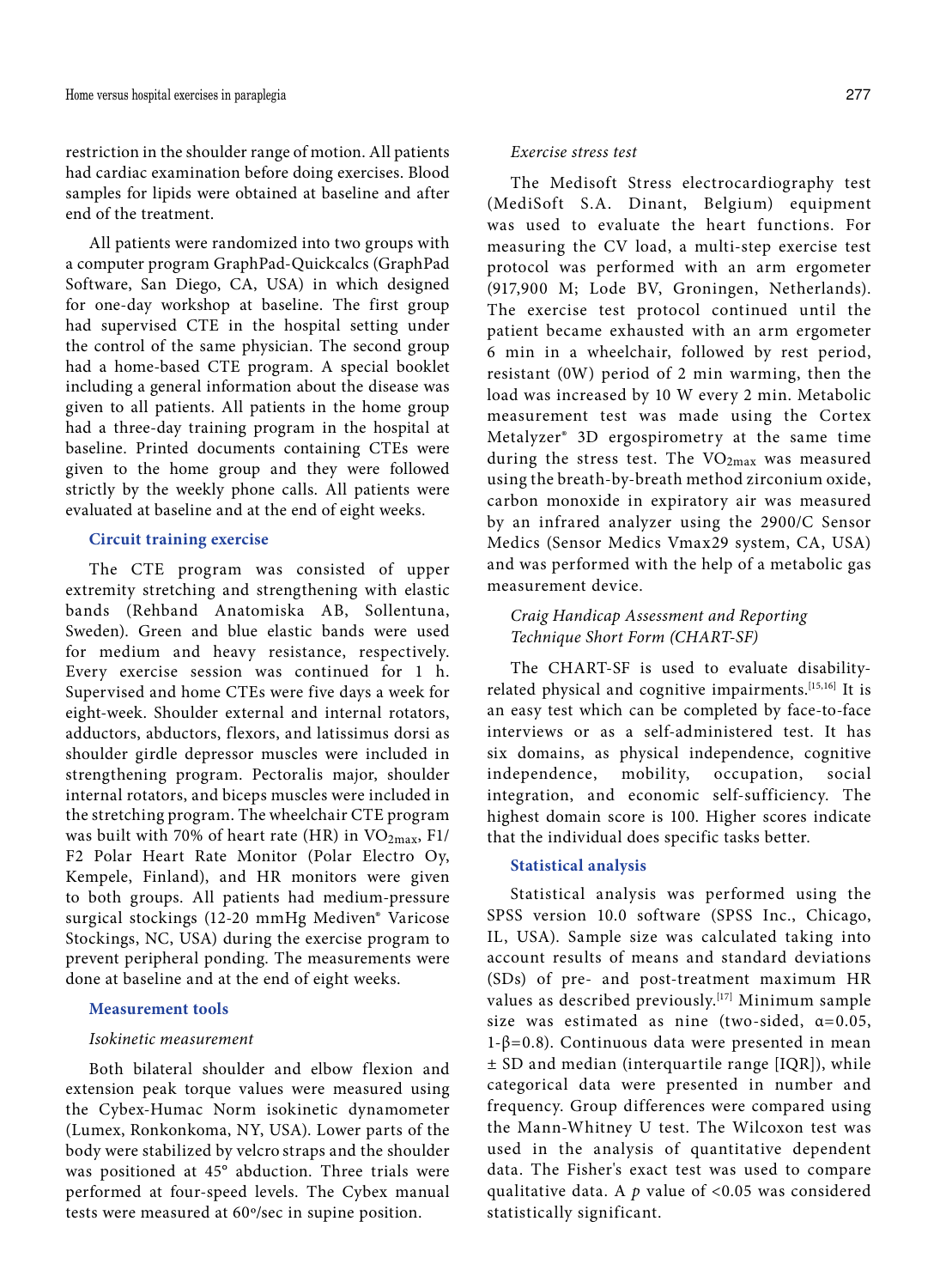restriction in the shoulder range of motion. All patients had cardiac examination before doing exercises. Blood samples for lipids were obtained at baseline and after end of the treatment.

All patients were randomized into two groups with a computer program GraphPad-Quickcalcs (GraphPad Software, San Diego, CA, USA) in which designed for one-day workshop at baseline. The first group had supervised CTE in the hospital setting under the control of the same physician. The second group had a home-based CTE program. A special booklet including a general information about the disease was given to all patients. All patients in the home group had a three-day training program in the hospital at baseline. Printed documents containing CTEs were given to the home group and they were followed strictly by the weekly phone calls. All patients were evaluated at baseline and at the end of eight weeks.

## Circuit training exercise

The CTE program was consisted of upper extremity stretching and strengthening with elastic bands (Rehband Anatomiska AB, Sollentuna, Sweden). Green and blue elastic bands were used for medium and heavy resistance, respectively. Every exercise session was continued for 1 h. Supervised and home CTEs were five days a week for eight-week. Shoulder external and internal rotators, adductors, abductors, flexors, and latissimus dorsi as shoulder girdle depressor muscles were included in strengthening program. Pectoralis major, shoulder internal rotators, and biceps muscles were included in the stretching program. The wheelchair CTE program was built with 70% of heart rate (HR) in $VO_{2max}$, F1/F2 Polar Heart Rate Monitor (Polar Electro Oy, Kempele, Finland), and HR monitors were given to both groups. All patients had medium-pressure surgical stockings (12-20 mmHg Mediven® Varicose Stockings, NC, USA) during the exercise program to prevent peripheral ponding. The measurements were done at baseline and at the end of eight weeks.

## Measurement tools

### *Isokinetic measurement*

Both bilateral shoulder and elbow flexion and extension peak torque values were measured using the Cybex-Humac Norm isokinetic dynamometer (Lumex, Ronkonkoma, NY, USA). Lower parts of the body were stabilized by velcro straps and the shoulder was positioned at 45° abduction. Three trials were performed at four-speed levels. The Cybex manual tests were measured at 60º/sec in supine position.

### *Exercise stress test*

The Medisoft Stress electrocardiography test (MediSoft S.A. Dinant, Belgium) equipment was used to evaluate the heart functions. For measuring the CV load, a multi-step exercise test protocol was performed with an arm ergometer (917,900 M; Lode BV, Groningen, Netherlands). The exercise test protocol continued until the patient became exhausted with an arm ergometer 6 min in a wheelchair, followed by rest period, resistant (0W) period of 2 min warming, then the load was increased by 10 W every 2 min. Metabolic measurement test was made using the Cortex Metalyzer® 3D ergospirometry at the same time during the stress test. The $VO_{2max}$ was measured using the breath-by-breath method zirconium oxide, carbon monoxide in expiratory air was measured by an infrared analyzer using the 2900/C Sensor Medics (Sensor Medics Vmax29 system, CA, USA) and was performed with the help of a metabolic gas measurement device.

### *Craig Handicap Assessment and Reporting Technique Short Form (CHART-SF)*

The CHART-SF is used to evaluate disability-related physical and cognitive impairments.[15,16] It is an easy test which can be completed by face-to-face interviews or as a self-administered test. It has six domains, as physical independence, cognitive independence, mobility, occupation, social integration, and economic self-sufficiency. The highest domain score is 100. Higher scores indicate that the individual does specific tasks better.

## Statistical analysis

Statistical analysis was performed using the SPSS version 10.0 software (SPSS Inc., Chicago, IL, USA). Sample size was calculated taking into account results of means and standard deviations (SDs) of pre- and post-treatment maximum HR values as described previously.[17] Minimum sample size was estimated as nine (two-sided, $\alpha=0.05$, $1-\beta=0.8$). Continuous data were presented in mean ± SD and median (interquartile range [IQR]), while categorical data were presented in number and frequency. Group differences were compared using the Mann-Whitney U test. The Wilcoxon test was used in the analysis of quantitative dependent data. The Fisher's exact test was used to compare qualitative data. A $p$ value of <0.05 was considered statistically significant.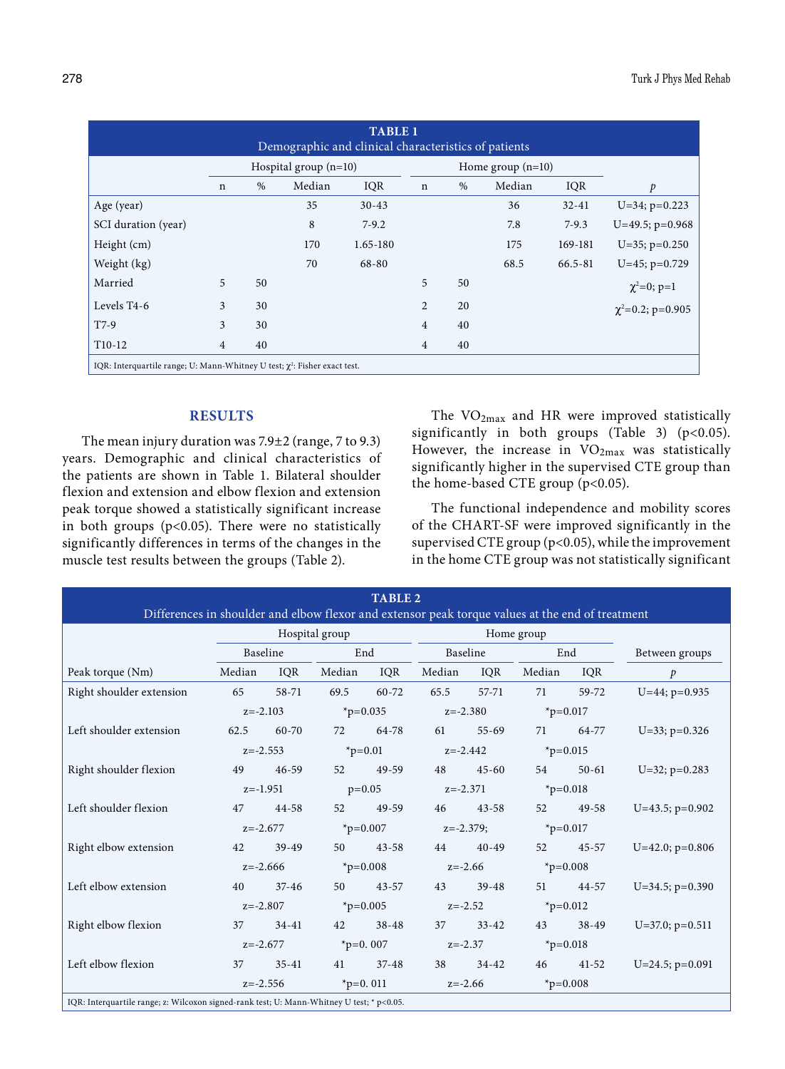**TABLE 1**
Demographic and clinical characteristics of patients

| | Hospital group (n=10) | | | | Home group (n=10) | | | | |
|---|---|---|---|---|---|---|---|---|---|
| | n | % | Median | IQR | n | % | Median | IQR | *p* |
| Age (year) | | | 35 | 30-43 | | | 36 | 32-41 | U=34; p=0.223 |
| SCI duration (year) | | | 8 | 7-9.2 | | | 7.8 | 7-9.3 | U=49.5; p=0.968 |
| Height (cm) | | | 170 | 1.65-180 | | | 175 | 169-181 | U=35; p=0.250 |
| Weight (kg) | | | 70 | 68-80 | | | 68.5 | 66.5-81 | U=45; p=0.729 |
| Married | 5 | 50 | | | 5 | 50 | | | $\chi^2$=0; p=1 |
| Levels T4-6 | 3 | 30 | | | 2 | 20 | | | $\chi^2$=0.2; p=0.905 |
| T7-9 | 3 | 30 | | | 4 | 40 | | | |
| T10-12 | 4 | 40 | | | 4 | 40 | | | |

IQR: Interquartile range; U: Mann-Whitney U test; $\chi^2$: Fisher exact test.

## RESULTS

The mean injury duration was 7.9±2 (range, 7 to 9.3) years. Demographic and clinical characteristics of the patients are shown in Table 1. Bilateral shoulder flexion and extension and elbow flexion and extension peak torque showed a statistically significant increase in both groups ($p<0.05$). There were no statistically significantly differences in terms of the changes in the muscle test results between the groups (Table 2).

The $VO_{2max}$ and HR were improved statistically significantly in both groups (Table 3) ($p<0.05$). However, the increase in $VO_{2max}$ was statistically significantly higher in the supervised CTE group than the home-based CTE group ($p<0.05$).

The functional independence and mobility scores of the CHART-SF were improved significantly in the supervised CTE group ($p<0.05$), while the improvement in the home CTE group was not statistically significant

**TABLE 2**
Differences in shoulder and elbow flexor and extensor peak torque values at the end of treatment

| | Hospital group | | | | Home group | | | | |
|---|---|---|---|---|---|---|---|---|---|
| | Baseline | | End | | Baseline | | End | | Between groups |
| Peak torque (Nm) | Median | IQR | Median | IQR | Median | IQR | Median | IQR | *p* |
| Right shoulder extension | 65 | 58-71 | 69.5 | 60-72 | 65.5 | 57-71 | 71 | 59-72 | U=44; p=0.935 |
| | z=-2.103 | | *p=0.035 | | z=-2.380 | | *p=0.017 | | |
| Left shoulder extension | 62.5 | 60-70 | 72 | 64-78 | 61 | 55-69 | 71 | 64-77 | U=33; p=0.326 |
| | z=-2.553 | | *p=0.01 | | z=-2.442 | | *p=0.015 | | |
| Right shoulder flexion | 49 | 46-59 | 52 | 49-59 | 48 | 45-60 | 54 | 50-61 | U=32; p=0.283 |
| | z=-1.951 | | p=0.05 | | z=-2.371 | | *p=0.018 | | |
| Left shoulder flexion | 47 | 44-58 | 52 | 49-59 | 46 | 43-58 | 52 | 49-58 | U=43.5; p=0.902 |
| | z=-2.677 | | *p=0.007 | | z=-2.379; | | *p=0.017 | | |
| Right elbow extension | 42 | 39-49 | 50 | 43-58 | 44 | 40-49 | 52 | 45-57 | U=42.0; p=0.806 |
| | z=-2.666 | | *p=0.008 | | z=-2.66 | | *p=0.008 | | |
| Left elbow extension | 40 | 37-46 | 50 | 43-57 | 43 | 39-48 | 51 | 44-57 | U=34.5; p=0.390 |
| | z=-2.807 | | *p=0.005 | | z=-2.52 | | *p=0.012 | | |
| Right elbow flexion | 37 | 34-41 | 42 | 38-48 | 37 | 33-42 | 43 | 38-49 | U=37.0; p=0.511 |
| | z=-2.677 | | *p=0. 007 | | z=-2.37 | | *p=0.018 | | |
| Left elbow flexion | 37 | 35-41 | 41 | 37-48 | 38 | 34-42 | 46 | 41-52 | U=24.5; p=0.091 |
| | z=-2.556 | | *p=0. 011 | | z=-2.66 | | *p=0.008 | | |

IQR: Interquartile range; z: Wilcoxon signed-rank test; U: Mann-Whitney U test; * p<0.05.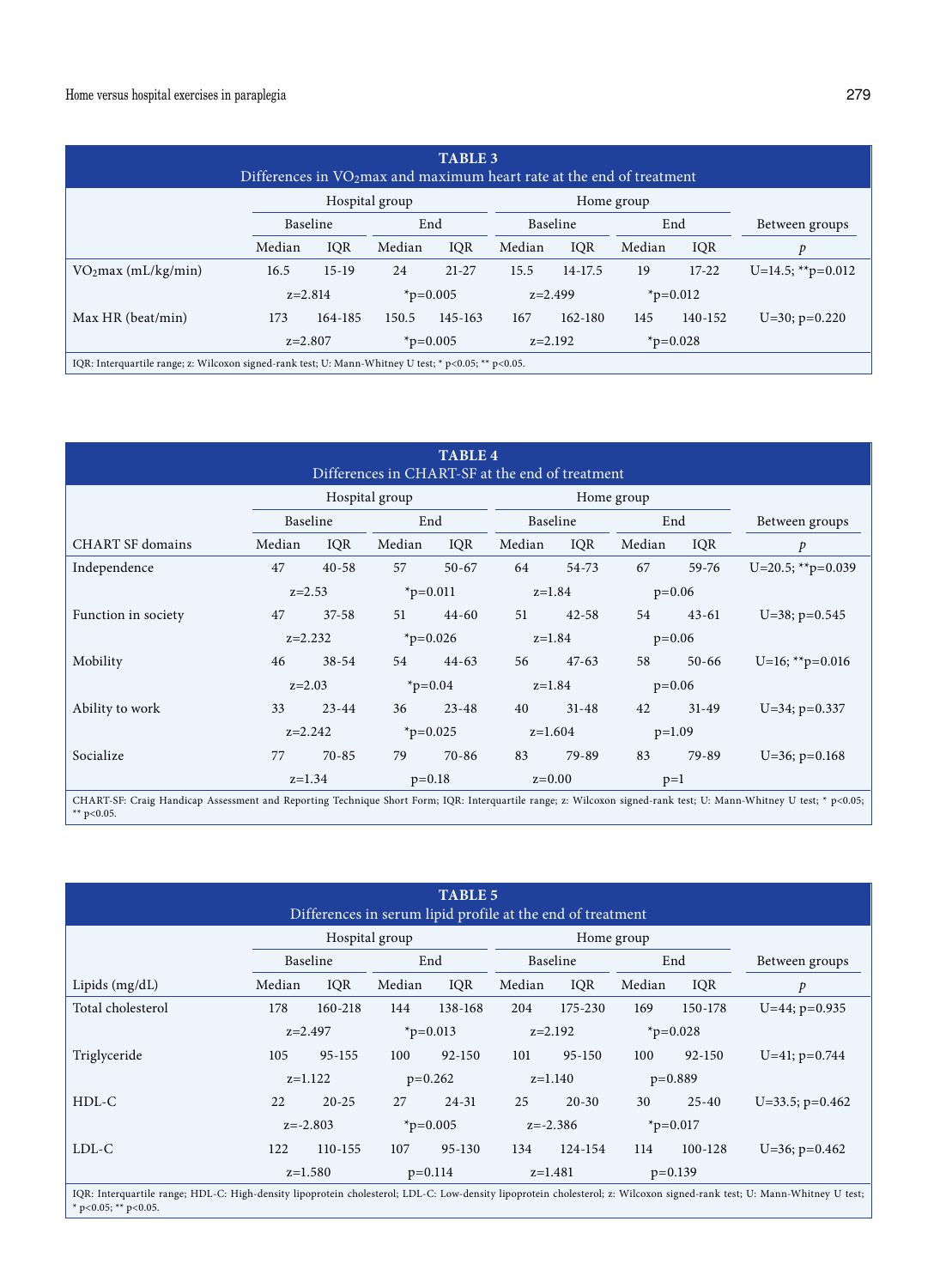**TABLE 3**
Differences in $VO_2$max and maximum heart rate at the end of treatment

| | Hospital group | | | | Home group | | | | |
|---|---|---|---|---|---|---|---|---|---|
| | Baseline | | End | | Baseline | | End | | Between groups |
| | Median | IQR | Median | IQR | Median | IQR | Median | IQR | *p* |
| $VO_2$max (mL/kg/min) | 16.5 | 15-19 | 24 | 21-27 | 15.5 | 14-17.5 | 19 | 17-22 | U=14.5; **p=0.012 |
| | z=2.814 | | *p=0.005 | | z=2.499 | | *p=0.012 | | |
| Max HR (beat/min) | 173 | 164-185 | 150.5 | 145-163 | 167 | 162-180 | 145 | 140-152 | U=30; p=0.220 |
| | z=2.807 | | *p=0.005 | | z=2.192 | | *p=0.028 | | |

IQR: Interquartile range; z: Wilcoxon signed-rank test; U: Mann-Whitney U test; * p<0.05; ** p<0.05.

**TABLE 4**
Differences in CHART-SF at the end of treatment

| | Hospital group | | | | Home group | | | | |
|---|---|---|---|---|---|---|---|---|---|
| | Baseline | | End | | Baseline | | End | | Between groups |
| CHART SF domains | Median | IQR | Median | IQR | Median | IQR | Median | IQR | *p* |
| Independence | 47 | 40-58 | 57 | 50-67 | 64 | 54-73 | 67 | 59-76 | U=20.5; **p=0.039 |
| | z=2.53 | | *p=0.011 | | z=1.84 | | p=0.06 | | |
| Function in society | 47 | 37-58 | 51 | 44-60 | 51 | 42-58 | 54 | 43-61 | U=38; p=0.545 |
| | z=2.232 | | *p=0.026 | | z=1.84 | | p=0.06 | | |
| Mobility | 46 | 38-54 | 54 | 44-63 | 56 | 47-63 | 58 | 50-66 | U=16; **p=0.016 |
| | z=2.03 | | *p=0.04 | | z=1.84 | | p=0.06 | | |
| Ability to work | 33 | 23-44 | 36 | 23-48 | 40 | 31-48 | 42 | 31-49 | U=34; p=0.337 |
| | z=2.242 | | *p=0.025 | | z=1.604 | | p=1.09 | | |
| Socialize | 77 | 70-85 | 79 | 70-86 | 83 | 79-89 | 83 | 79-89 | U=36; p=0.168 |
| | z=1.34 | | p=0.18 | | z=0.00 | | p=1 | | |

CHART-SF: Craig Handicap Assessment and Reporting Technique Short Form; IQR: Interquartile range; z: Wilcoxon signed-rank test; U: Mann-Whitney U test; * p<0.05; ** p<0.05.

**TABLE 5**
Differences in serum lipid profile at the end of treatment

| | Hospital group | | | | Home group | | | | |
|---|---|---|---|---|---|---|---|---|---|
| | Baseline | | End | | Baseline | | End | | Between groups |
| Lipids (mg/dL) | Median | IQR | Median | IQR | Median | IQR | Median | IQR | *p* |
| Total cholesterol | 178 | 160-218 | 144 | 138-168 | 204 | 175-230 | 169 | 150-178 | U=44; p=0.935 |
| | z=2.497 | | *p=0.013 | | z=2.192 | | *p=0.028 | | |
| Triglyceride | 105 | 95-155 | 100 | 92-150 | 101 | 95-150 | 100 | 92-150 | U=41; p=0.744 |
| | z=1.122 | | p=0.262 | | z=1.140 | | p=0.889 | | |
| HDL-C | 22 | 20-25 | 27 | 24-31 | 25 | 20-30 | 30 | 25-40 | U=33.5; p=0.462 |
| | z=-2.803 | | *p=0.005 | | z=-2.386 | | *p=0.017 | | |
| LDL-C | 122 | 110-155 | 107 | 95-130 | 134 | 124-154 | 114 | 100-128 | U=36; p=0.462 |
| | z=1.580 | | p=0.114 | | z=1.481 | | p=0.139 | | |

IQR: Interquartile range; HDL-C: High-density lipoprotein cholesterol; LDL-C: Low-density lipoprotein cholesterol; z: Wilcoxon signed-rank test; U: Mann-Whitney U test; * p<0.05; ** p<0.05.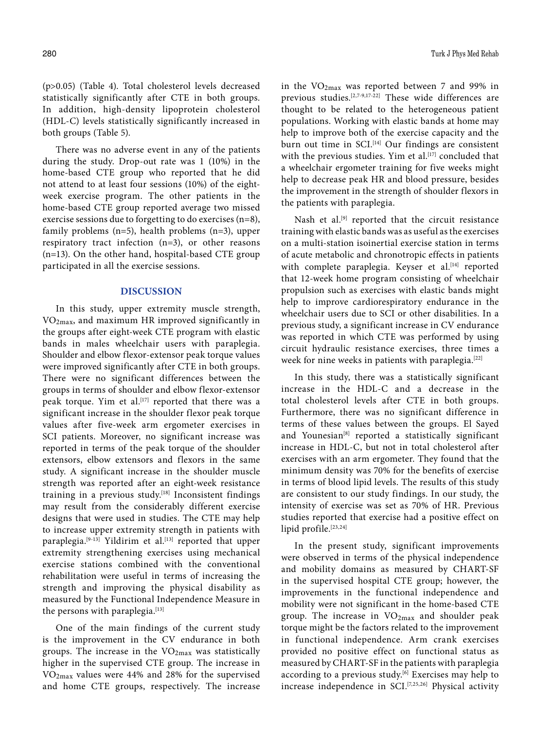(p>0.05) (Table 4). Total cholesterol levels decreased statistically significantly after CTE in both groups. In addition, high-density lipoprotein cholesterol (HDL-C) levels statistically significantly increased in both groups (Table 5).

There was no adverse event in any of the patients during the study. Drop-out rate was 1 (10%) in the home-based CTE group who reported that he did not attend to at least four sessions (10%) of the eight-week exercise program. The other patients in the home-based CTE group reported average two missed exercise sessions due to forgetting to do exercises (n=8), family problems (n=5), health problems (n=3), upper respiratory tract infection (n=3), or other reasons (n=13). On the other hand, hospital-based CTE group participated in all the exercise sessions.

## DISCUSSION

In this study, upper extremity muscle strength, $VO_{2max}$, and maximum HR improved significantly in the groups after eight-week CTE program with elastic bands in males wheelchair users with paraplegia. Shoulder and elbow flexor-extensor peak torque values were improved significantly after CTE in both groups. There were no significant differences between the groups in terms of shoulder and elbow flexor-extensor peak torque. Yim et al.[17] reported that there was a significant increase in the shoulder flexor peak torque values after five-week arm ergometer exercises in SCI patients. Moreover, no significant increase was reported in terms of the peak torque of the shoulder extensors, elbow extensors and flexors in the same study. A significant increase in the shoulder muscle strength was reported after an eight-week resistance training in a previous study.[18] Inconsistent findings may result from the considerably different exercise designs that were used in studies. The CTE may help to increase upper extremity strength in patients with paraplegia.[9-13] Yildirim et al.[13] reported that upper extremity strengthening exercises using mechanical exercise stations combined with the conventional rehabilitation were useful in terms of increasing the strength and improving the physical disability as measured by the Functional Independence Measure in the persons with paraplegia.[13]

One of the main findings of the current study is the improvement in the CV endurance in both groups. The increase in the $VO_{2max}$ was statistically higher in the supervised CTE group. The increase in $VO_{2max}$ values were 44% and 28% for the supervised and home CTE groups, respectively. The increase in the $VO_{2max}$ was reported between 7 and 99% in previous studies.[2,7-9,17-22] These wide differences are thought to be related to the heterogeneous patient populations. Working with elastic bands at home may help to improve both of the exercise capacity and the burn out time in SCI.[14] Our findings are consistent with the previous studies. Yim et al.[17] concluded that a wheelchair ergometer training for five weeks might help to decrease peak HR and blood pressure, besides the improvement in the strength of shoulder flexors in the patients with paraplegia.

Nash et al.[9] reported that the circuit resistance training with elastic bands was as useful as the exercises on a multi-station isoinertial exercise station in terms of acute metabolic and chronotropic effects in patients with complete paraplegia. Keyser et al.[14] reported that 12-week home program consisting of wheelchair propulsion such as exercises with elastic bands might help to improve cardiorespiratory endurance in the wheelchair users due to SCI or other disabilities. In a previous study, a significant increase in CV endurance was reported in which CTE was performed by using circuit hydraulic resistance exercises, three times a week for nine weeks in patients with paraplegia.[22]

In this study, there was a statistically significant increase in the HDL-C and a decrease in the total cholesterol levels after CTE in both groups. Furthermore, there was no significant difference in terms of these values between the groups. El Sayed and Younesian[8] reported a statistically significant increase in HDL-C, but not in total cholesterol after exercises with an arm ergometer. They found that the minimum density was 70% for the benefits of exercise in terms of blood lipid levels. The results of this study are consistent to our study findings. In our study, the intensity of exercise was set as 70% of HR. Previous studies reported that exercise had a positive effect on lipid profile.[23,24]

In the present study, significant improvements were observed in terms of the physical independence and mobility domains as measured by CHART-SF in the supervised hospital CTE group; however, the improvements in the functional independence and mobility were not significant in the home-based CTE group. The increase in $VO_{2max}$ and shoulder peak torque might be the factors related to the improvement in functional independence. Arm crank exercises provided no positive effect on functional status as measured by CHART-SF in the patients with paraplegia according to a previous study.[6] Exercises may help to increase independence in SCI.[7,25,26] Physical activity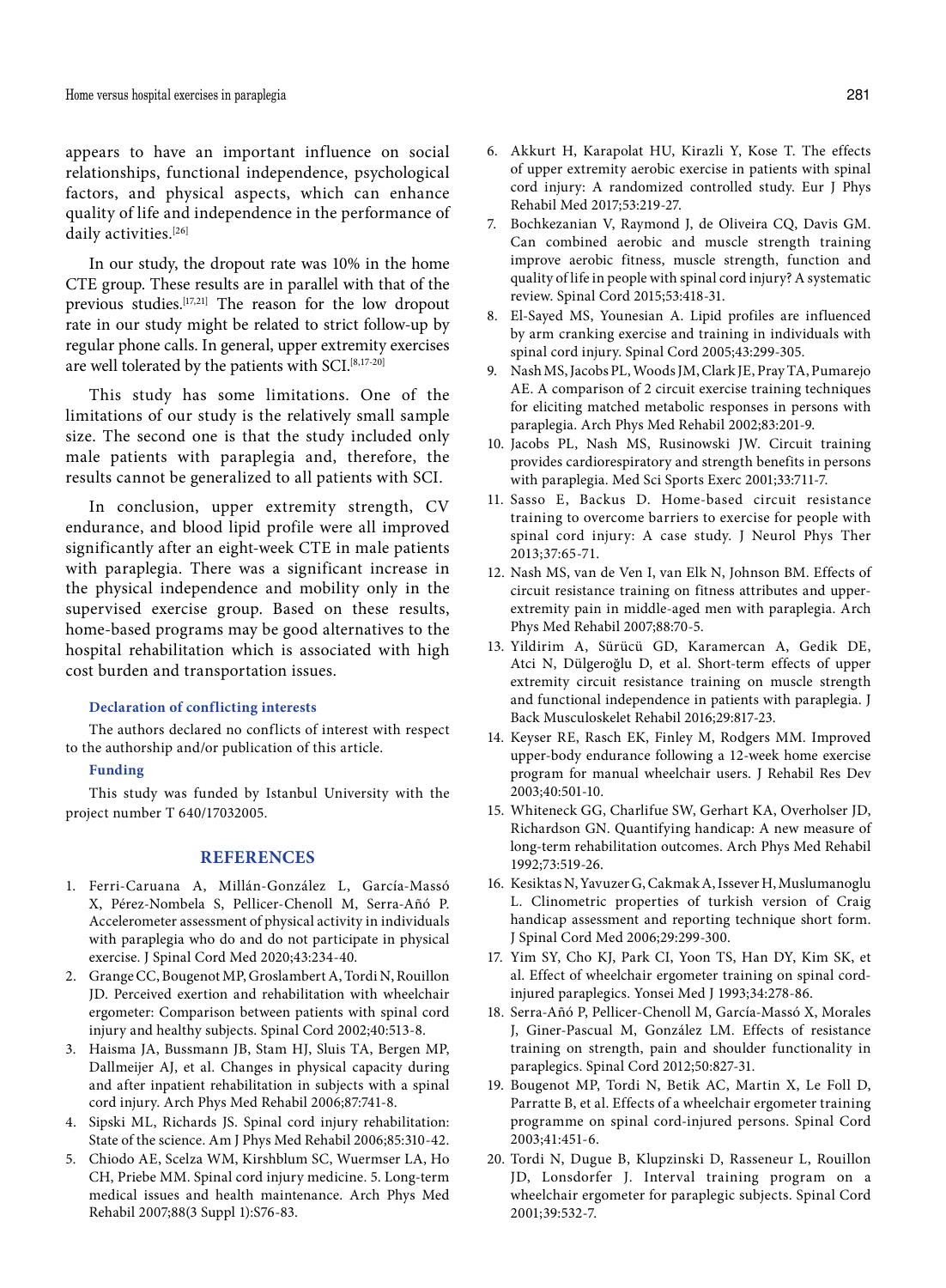appears to have an important influence on social relationships, functional independence, psychological factors, and physical aspects, which can enhance quality of life and independence in the performance of daily activities.[26]

In our study, the dropout rate was 10% in the home CTE group. These results are in parallel with that of the previous studies.[17,21] The reason for the low dropout rate in our study might be related to strict follow-up by regular phone calls. In general, upper extremity exercises are well tolerated by the patients with SCI.[8,17-20]

This study has some limitations. One of the limitations of our study is the relatively small sample size. The second one is that the study included only male patients with paraplegia and, therefore, the results cannot be generalized to all patients with SCI.

In conclusion, upper extremity strength, CV endurance, and blood lipid profile were all improved significantly after an eight-week CTE in male patients with paraplegia. There was a significant increase in the physical independence and mobility only in the supervised exercise group. Based on these results, home-based programs may be good alternatives to the hospital rehabilitation which is associated with high cost burden and transportation issues.

#### Declaration of conflicting interests

The authors declared no conflicts of interest with respect to the authorship and/or publication of this article.

#### Funding

This study was funded by Istanbul University with the project number T 640/17032005.

## REFERENCES

1. Ferri-Caruana A, Millán-González L, García-Massó X, Pérez-Nombela S, Pellicer-Chenoll M, Serra-Añó P. Accelerometer assessment of physical activity in individuals with paraplegia who do and do not participate in physical exercise. J Spinal Cord Med 2020;43:234-40.
2. Grange CC, Bougenot MP, Groslambert A, Tordi N, Rouillon JD. Perceived exertion and rehabilitation with wheelchair ergometer: Comparison between patients with spinal cord injury and healthy subjects. Spinal Cord 2002;40:513-8.
3. Haisma JA, Bussmann JB, Stam HJ, Sluis TA, Bergen MP, Dallmeijer AJ, et al. Changes in physical capacity during and after inpatient rehabilitation in subjects with a spinal cord injury. Arch Phys Med Rehabil 2006;87:741-8.
4. Sipski ML, Richards JS. Spinal cord injury rehabilitation: State of the science. Am J Phys Med Rehabil 2006;85:310-42.
5. Chiodo AE, Scelza WM, Kirshblum SC, Wuermser LA, Ho CH, Priebe MM. Spinal cord injury medicine. 5. Long-term medical issues and health maintenance. Arch Phys Med Rehabil 2007;88(3 Suppl 1):S76-83.
6. Akkurt H, Karapolat HU, Kirazli Y, Kose T. The effects of upper extremity aerobic exercise in patients with spinal cord injury: A randomized controlled study. Eur J Phys Rehabil Med 2017;53:219-27.
7. Bochkezanian V, Raymond J, de Oliveira CQ, Davis GM. Can combined aerobic and muscle strength training improve aerobic fitness, muscle strength, function and quality of life in people with spinal cord injury? A systematic review. Spinal Cord 2015;53:418-31.
8. El-Sayed MS, Younesian A. Lipid profiles are influenced by arm cranking exercise and training in individuals with spinal cord injury. Spinal Cord 2005;43:299-305.
9. Nash MS, Jacobs PL, Woods JM, Clark JE, Pray TA, Pumarejo AE. A comparison of 2 circuit exercise training techniques for eliciting matched metabolic responses in persons with paraplegia. Arch Phys Med Rehabil 2002;83:201-9.
10. Jacobs PL, Nash MS, Rusinowski JW. Circuit training provides cardiorespiratory and strength benefits in persons with paraplegia. Med Sci Sports Exerc 2001;33:711-7.
11. Sasso E, Backus D. Home-based circuit resistance training to overcome barriers to exercise for people with spinal cord injury: A case study. J Neurol Phys Ther 2013;37:65-71.
12. Nash MS, van de Ven I, van Elk N, Johnson BM. Effects of circuit resistance training on fitness attributes and upper-extremity pain in middle-aged men with paraplegia. Arch Phys Med Rehabil 2007;88:70-5.
13. Yildirim A, Sürücü GD, Karamercan A, Gedik DE, Atci N, Dülgeroğlu D, et al. Short-term effects of upper extremity circuit resistance training on muscle strength and functional independence in patients with paraplegia. J Back Musculoskelet Rehabil 2016;29:817-23.
14. Keyser RE, Rasch EK, Finley M, Rodgers MM. Improved upper-body endurance following a 12-week home exercise program for manual wheelchair users. J Rehabil Res Dev 2003;40:501-10.
15. Whiteneck GG, Charlifue SW, Gerhart KA, Overholser JD, Richardson GN. Quantifying handicap: A new measure of long-term rehabilitation outcomes. Arch Phys Med Rehabil 1992;73:519-26.
16. Kesiktas N, Yavuzer G, Cakmak A, Issever H, Muslumanoglu L. Clinometric properties of turkish version of Craig handicap assessment and reporting technique short form. J Spinal Cord Med 2006;29:299-300.
17. Yim SY, Cho KJ, Park CI, Yoon TS, Han DY, Kim SK, et al. Effect of wheelchair ergometer training on spinal cord-injured paraplegics. Yonsei Med J 1993;34:278-86.
18. Serra-Añó P, Pellicer-Chenoll M, García-Massó X, Morales J, Giner-Pascual M, González LM. Effects of resistance training on strength, pain and shoulder functionality in paraplegics. Spinal Cord 2012;50:827-31.
19. Bougenot MP, Tordi N, Betik AC, Martin X, Le Foll D, Parratte B, et al. Effects of a wheelchair ergometer training programme on spinal cord-injured persons. Spinal Cord 2003;41:451-6.
20. Tordi N, Dugue B, Klupzinski D, Rasseneur L, Rouillon JD, Lonsdorfer J. Interval training program on a wheelchair ergometer for paraplegic subjects. Spinal Cord 2001;39:532-7.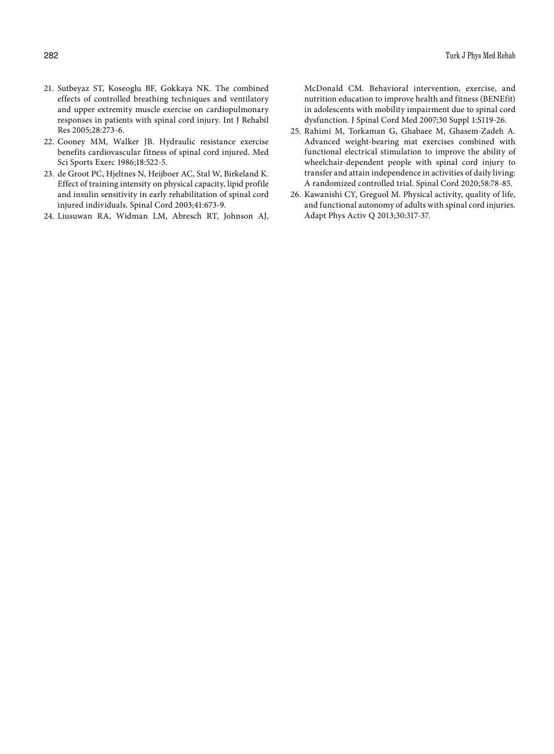21. Sutbeyaz ST, Koseoglu BF, Gokkaya NK. The combined effects of controlled breathing techniques and ventilatory and upper extremity muscle exercise on cardiopulmonary responses in patients with spinal cord injury. Int J Rehabil Res 2005;28:273-6.
22. Cooney MM, Walker JB. Hydraulic resistance exercise benefits cardiovascular fitness of spinal cord injured. Med Sci Sports Exerc 1986;18:522-5.
23. de Groot PC, Hjeltnes N, Heijboer AC, Stal W, Birkeland K. Effect of training intensity on physical capacity, lipid profile and insulin sensitivity in early rehabilitation of spinal cord injured individuals. Spinal Cord 2003;41:673-9.
24. Liusuwan RA, Widman LM, Abresch RT, Johnson AJ, McDonald CM. Behavioral intervention, exercise, and nutrition education to improve health and fitness (BENEfit) in adolescents with mobility impairment due to spinal cord dysfunction. J Spinal Cord Med 2007;30 Suppl 1:S119-26.
25. Rahimi M, Torkaman G, Ghabaee M, Ghasem-Zadeh A. Advanced weight-bearing mat exercises combined with functional electrical stimulation to improve the ability of wheelchair-dependent people with spinal cord injury to transfer and attain independence in activities of daily living: A randomized controlled trial. Spinal Cord 2020;58:78-85.
26. Kawanishi CY, Greguol M. Physical activity, quality of life, and functional autonomy of adults with spinal cord injuries. Adapt Phys Activ Q 2013;30:317-37.